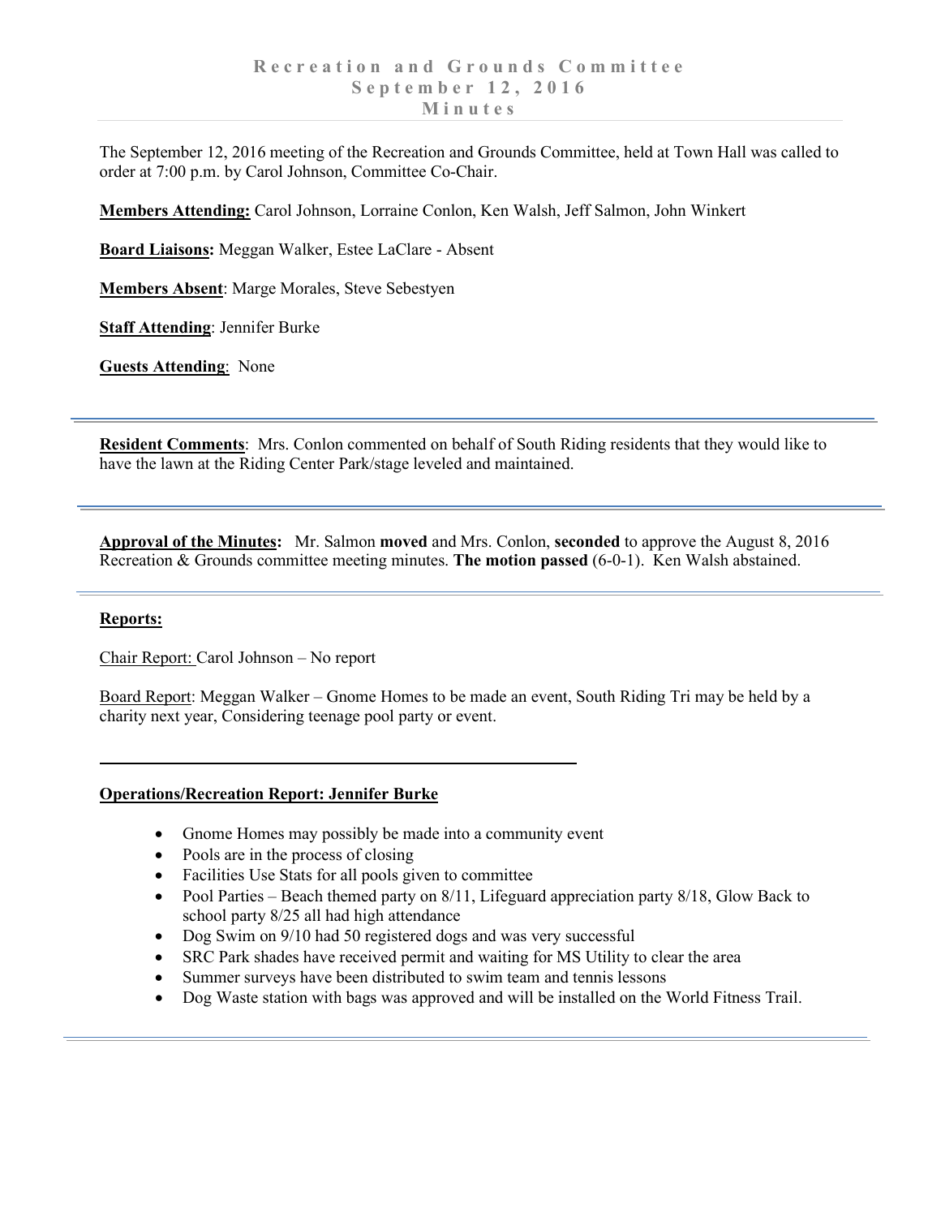# Recreation and Grounds Committee
## September 12, 2016
## Minutes

The September 12, 2016 meeting of the Recreation and Grounds Committee, held at Town Hall was called to order at 7:00 p.m. by Carol Johnson, Committee Co-Chair.

**Members Attending:** Carol Johnson, Lorraine Conlon, Ken Walsh, Jeff Salmon, John Winkert

**Board Liaisons:** Meggan Walker, Estee LaClare - Absent

**Members Absent**: Marge Morales, Steve Sebestyen

**Staff Attending**: Jennifer Burke

**Guests Attending**: None

---

**Resident Comments**: Mrs. Conlon commented on behalf of South Riding residents that they would like to have the lawn at the Riding Center Park/stage leveled and maintained.

---

**Approval of the Minutes:** Mr. Salmon **moved** and Mrs. Conlon, **seconded** to approve the August 8, 2016 Recreation & Grounds committee meeting minutes. **The motion passed** (6-0-1). Ken Walsh abstained.

---

**Reports:**

Chair Report: Carol Johnson – No report

Board Report: Meggan Walker – Gnome Homes to be made an event, South Riding Tri may be held by a charity next year, Considering teenage pool party or event.

---

**Operations/Recreation Report: Jennifer Burke**

- Gnome Homes may possibly be made into a community event
- Pools are in the process of closing
- Facilities Use Stats for all pools given to committee
- Pool Parties – Beach themed party on 8/11, Lifeguard appreciation party 8/18, Glow Back to school party 8/25 all had high attendance
- Dog Swim on 9/10 had 50 registered dogs and was very successful
- SRC Park shades have received permit and waiting for MS Utility to clear the area
- Summer surveys have been distributed to swim team and tennis lessons
- Dog Waste station with bags was approved and will be installed on the World Fitness Trail.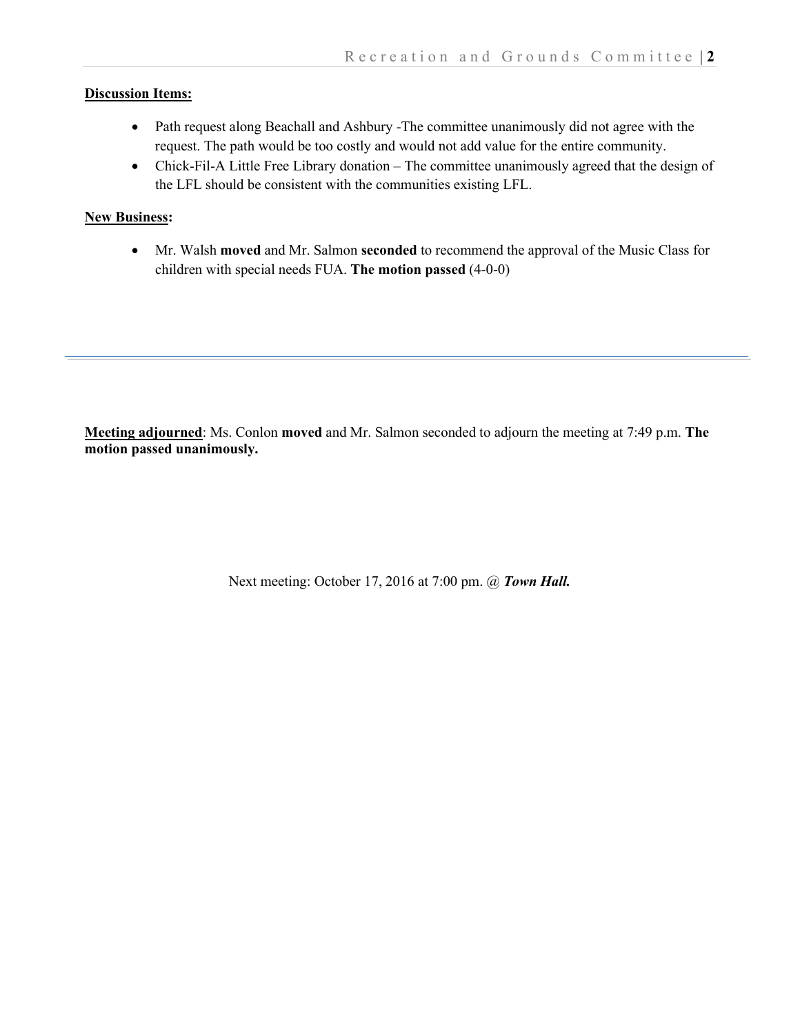**Discussion Items:**

- Path request along Beachall and Ashbury -The committee unanimously did not agree with the request. The path would be too costly and would not add value for the entire community.
- Chick-Fil-A Little Free Library donation – The committee unanimously agreed that the design of the LFL should be consistent with the communities existing LFL.

**New Business:**

- Mr. Walsh **moved** and Mr. Salmon **seconded** to recommend the approval of the Music Class for children with special needs FUA. **The motion passed** (4-0-0)

---

**Meeting adjourned**: Ms. Conlon **moved** and Mr. Salmon seconded to adjourn the meeting at 7:49 p.m. **The motion passed unanimously.**

Next meeting: October 17, 2016 at 7:00 pm. @ ***Town Hall.***